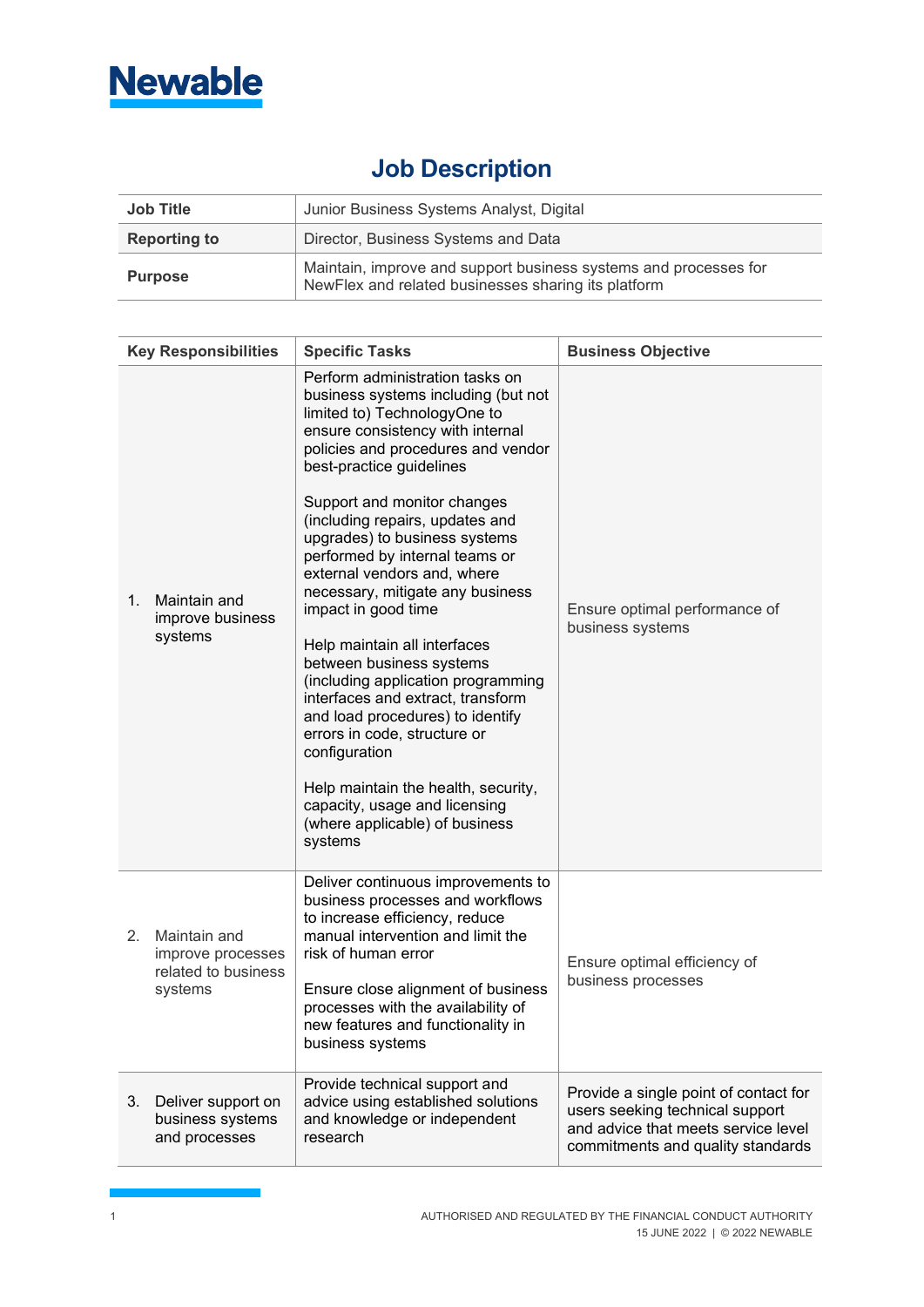**Newable**

# Job Description

| | |
|---|---|
| **Job Title** | Junior Business Systems Analyst, Digital |
| **Reporting to** | Director, Business Systems and Data |
| **Purpose** | Maintain, improve and support business systems and processes for NewFlex and related businesses sharing its platform |

| Key Responsibilities | Specific Tasks | Business Objective |
|---|---|---|
| 1. Maintain and improve business systems | Perform administration tasks on business systems including (but not limited to) TechnologyOne to ensure consistency with internal policies and procedures and vendor best-practice guidelines<br><br>Support and monitor changes (including repairs, updates and upgrades) to business systems performed by internal teams or external vendors and, where necessary, mitigate any business impact in good time<br><br>Help maintain all interfaces between business systems (including application programming interfaces and extract, transform and load procedures) to identify errors in code, structure or configuration<br><br>Help maintain the health, security, capacity, usage and licensing (where applicable) of business systems | Ensure optimal performance of business systems |
| 2. Maintain and improve processes related to business systems | Deliver continuous improvements to business processes and workflows to increase efficiency, reduce manual intervention and limit the risk of human error<br><br>Ensure close alignment of business processes with the availability of new features and functionality in business systems | Ensure optimal efficiency of business processes |
| 3. Deliver support on business systems and processes | Provide technical support and advice using established solutions and knowledge or independent research | Provide a single point of contact for users seeking technical support and advice that meets service level commitments and quality standards |

AUTHORISED AND REGULATED BY THE FINANCIAL CONDUCT AUTHORITY
15 JUNE 2022 | © 2022 NEWABLE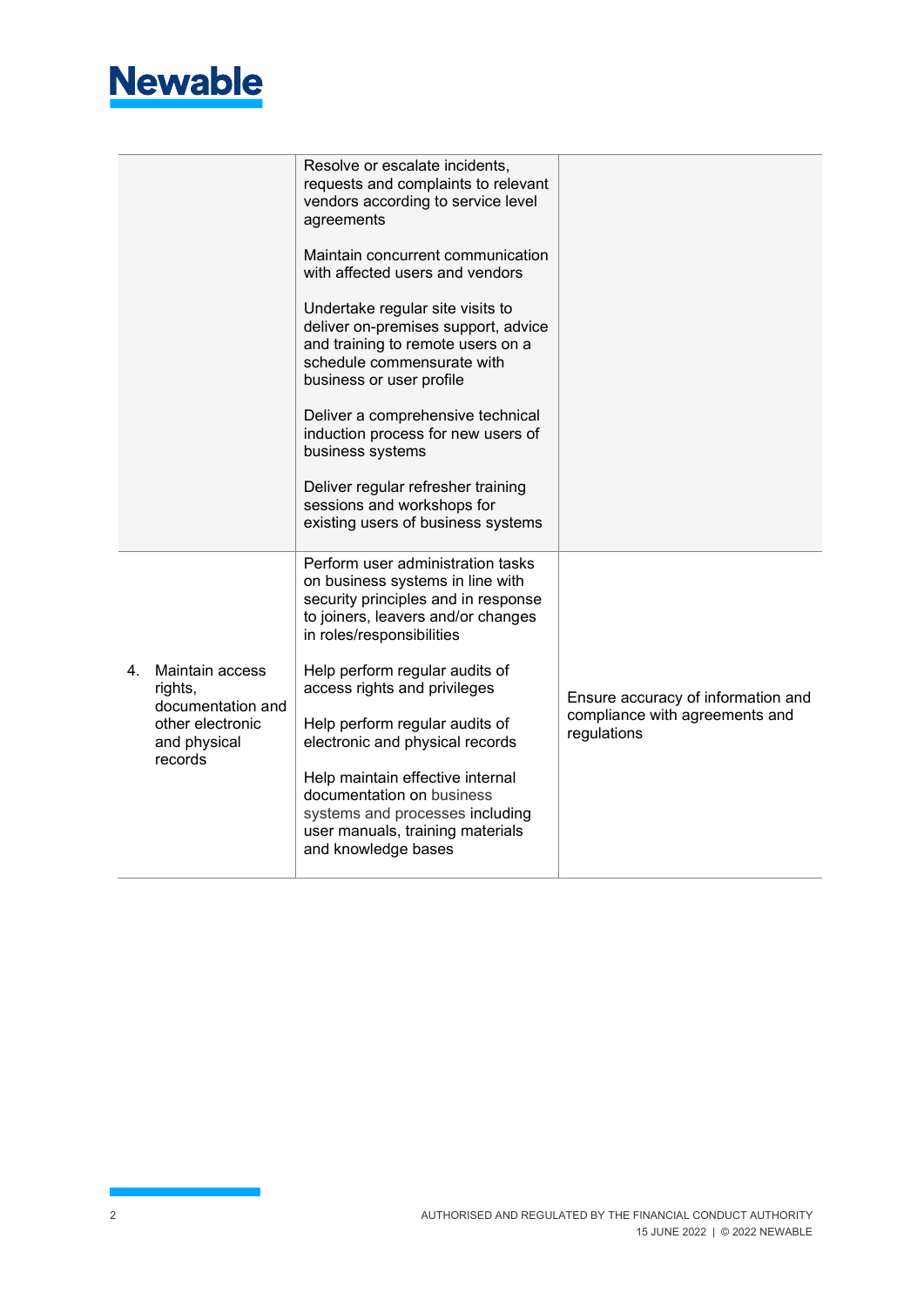| | | |
|---|---|---|
| | Resolve or escalate incidents, requests and complaints to relevant vendors according to service level agreements<br><br>Maintain concurrent communication with affected users and vendors<br><br>Undertake regular site visits to deliver on-premises support, advice and training to remote users on a schedule commensurate with business or user profile<br><br>Deliver a comprehensive technical induction process for new users of business systems<br><br>Deliver regular refresher training sessions and workshops for existing users of business systems | |
| 4. Maintain access rights, documentation and other electronic and physical records | Perform user administration tasks on business systems in line with security principles and in response to joiners, leavers and/or changes in roles/responsibilities<br><br>Help perform regular audits of access rights and privileges<br><br>Help perform regular audits of electronic and physical records<br><br>Help maintain effective internal documentation on business systems and processes including user manuals, training materials and knowledge bases | Ensure accuracy of information and compliance with agreements and regulations |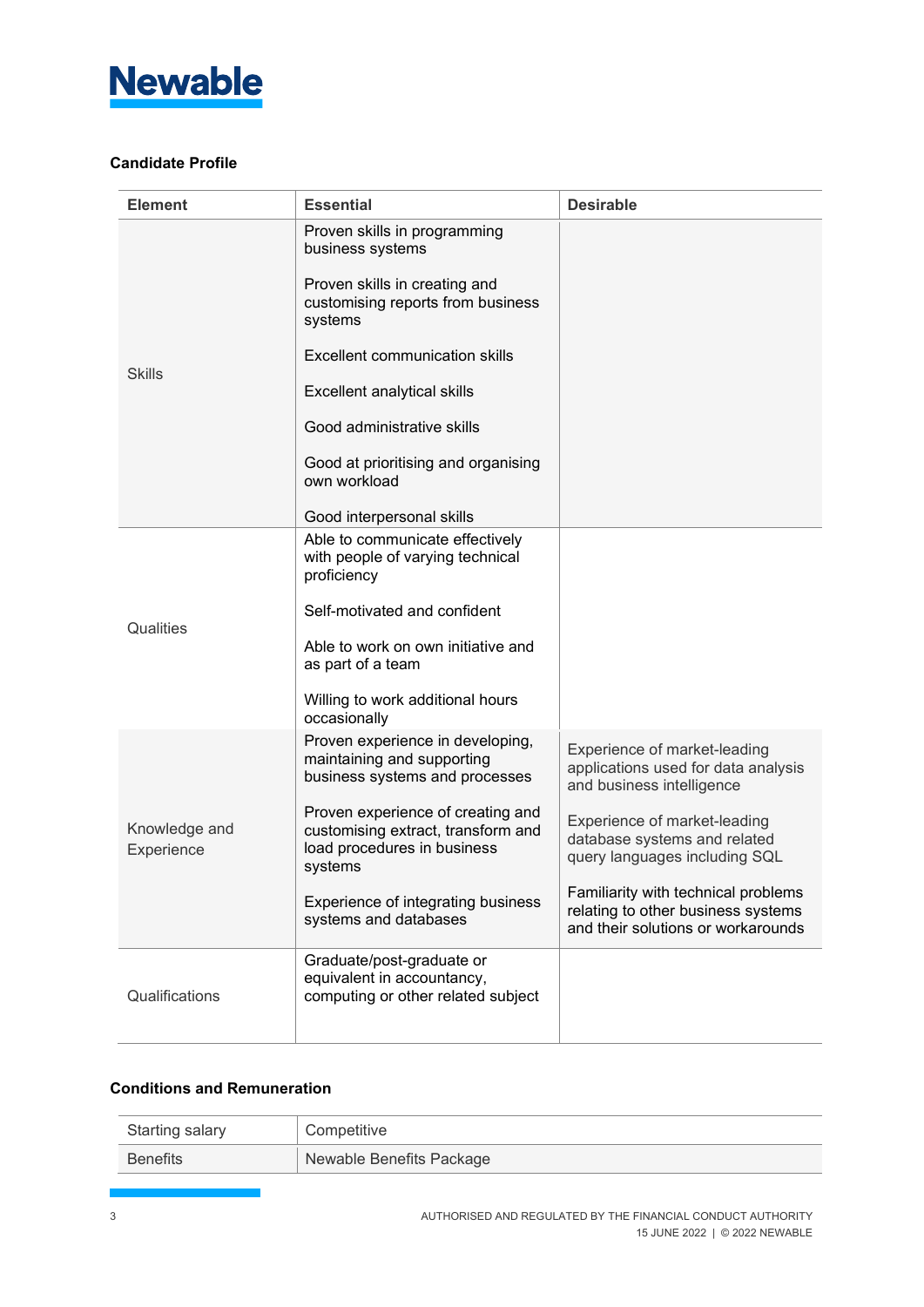### Candidate Profile

| Element | Essential | Desirable |
|---|---|---|
| Skills | Proven skills in programming business systems<br><br>Proven skills in creating and customising reports from business systems<br><br>Excellent communication skills<br><br>Excellent analytical skills<br><br>Good administrative skills<br><br>Good at prioritising and organising own workload<br><br>Good interpersonal skills | |
| Qualities | Able to communicate effectively with people of varying technical proficiency<br><br>Self-motivated and confident<br><br>Able to work on own initiative and as part of a team<br><br>Willing to work additional hours occasionally | |
| Knowledge and Experience | Proven experience in developing, maintaining and supporting business systems and processes<br><br>Proven experience of creating and customising extract, transform and load procedures in business systems<br><br>Experience of integrating business systems and databases | Experience of market-leading applications used for data analysis and business intelligence<br><br>Experience of market-leading database systems and related query languages including SQL<br><br>Familiarity with technical problems relating to other business systems and their solutions or workarounds |
| Qualifications | Graduate/post-graduate or equivalent in accountancy, computing or other related subject | |

### Conditions and Remuneration

| | |
|---|---|
| Starting salary | Competitive |
| Benefits | Newable Benefits Package |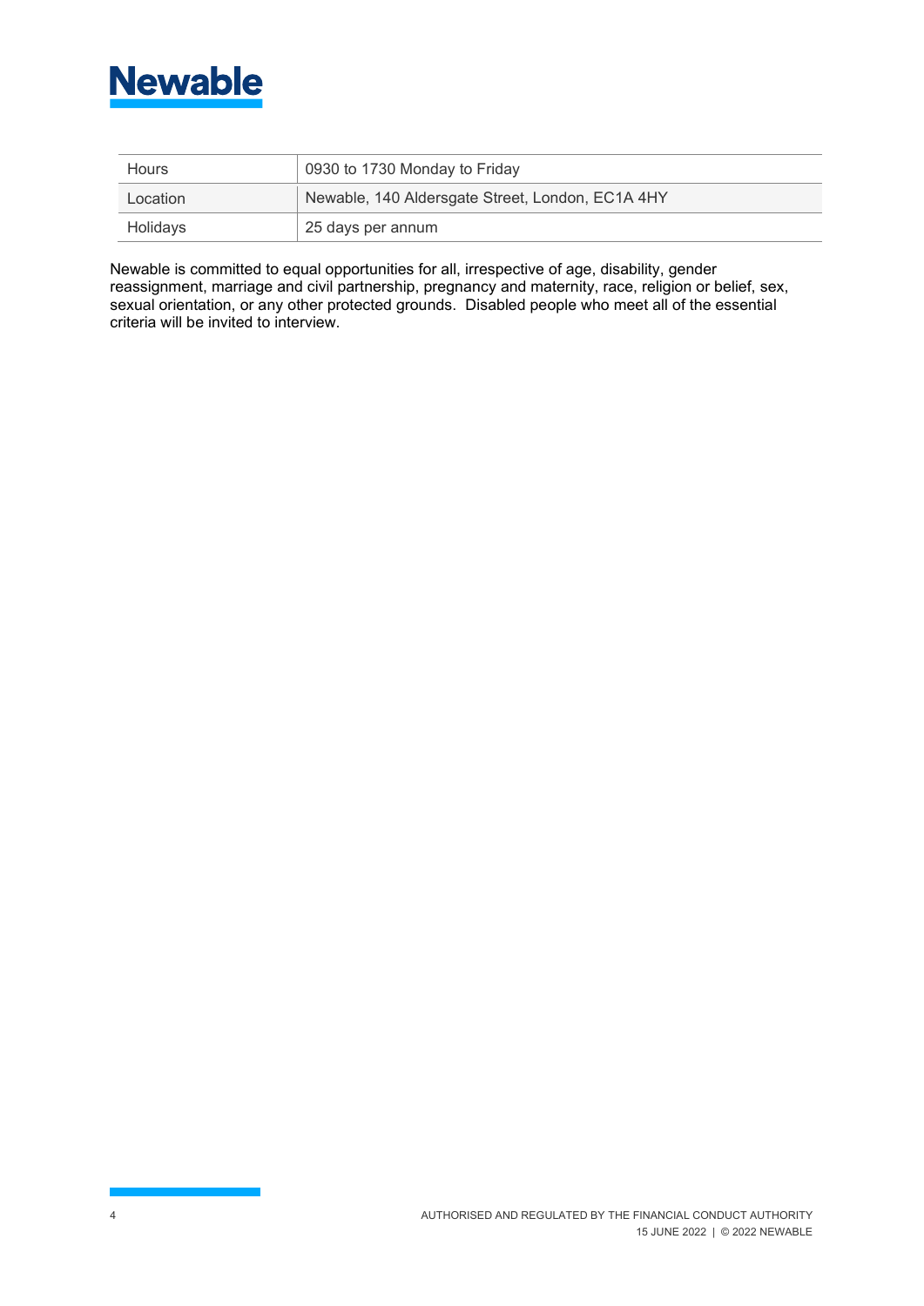| | |
|---|---|
| Hours | 0930 to 1730 Monday to Friday |
| Location | Newable, 140 Aldersgate Street, London, EC1A 4HY |
| Holidays | 25 days per annum |

Newable is committed to equal opportunities for all, irrespective of age, disability, gender reassignment, marriage and civil partnership, pregnancy and maternity, race, religion or belief, sex, sexual orientation, or any other protected grounds. Disabled people who meet all of the essential criteria will be invited to interview.